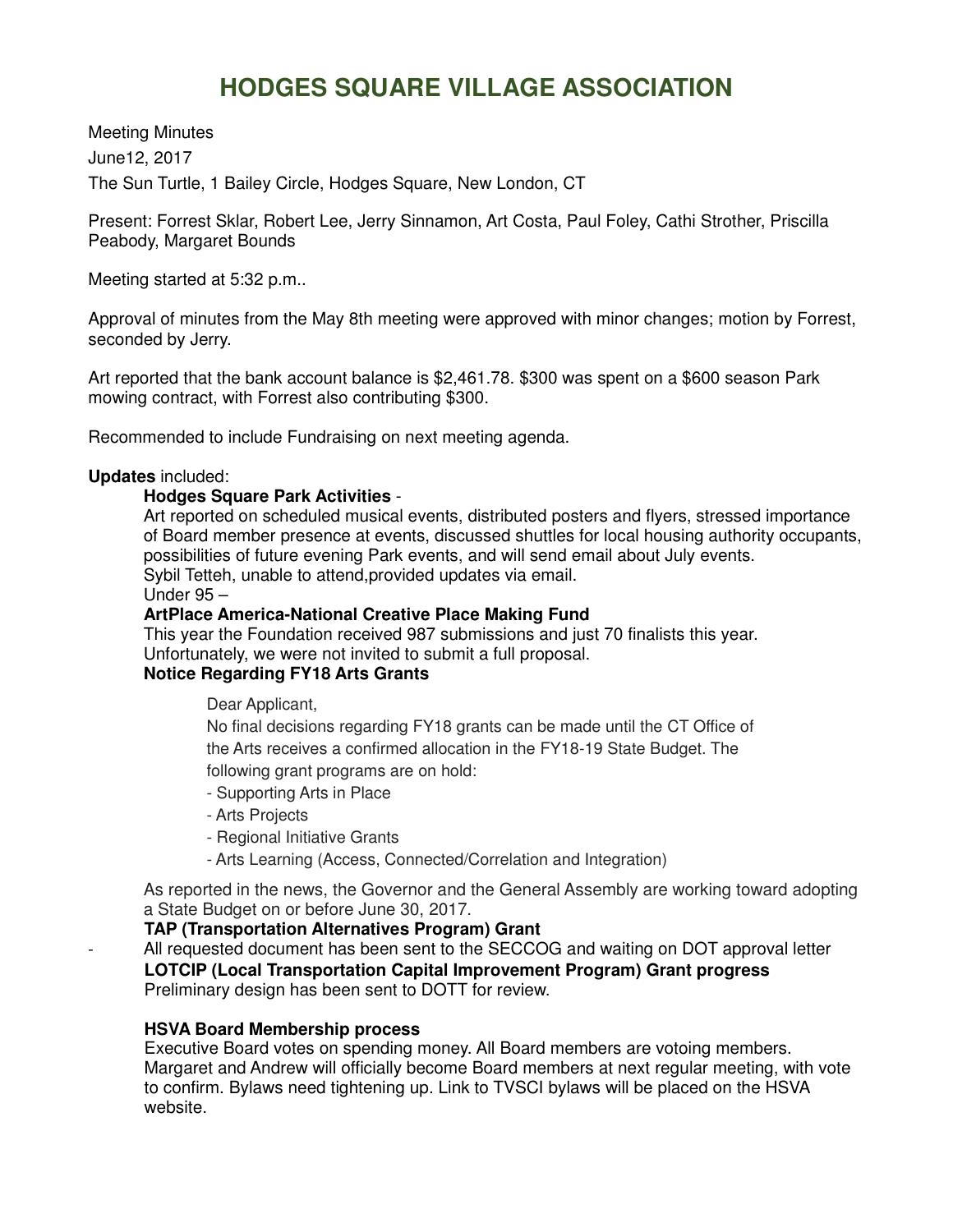# HODGES SQUARE VILLAGE ASSOCIATION

Meeting Minutes

June12, 2017

The Sun Turtle, 1 Bailey Circle, Hodges Square, New London, CT

Present: Forrest Sklar, Robert Lee, Jerry Sinnamon, Art Costa, Paul Foley, Cathi Strother, Priscilla Peabody, Margaret Bounds

Meeting started at 5:32 p.m..

Approval of minutes from the May 8th meeting were approved with minor changes; motion by Forrest, seconded by Jerry.

Art reported that the bank account balance is $2,461.78. $300 was spent on a $600 season Park mowing contract, with Forrest also contributing $300.

Recommended to include Fundraising on next meeting agenda.

**Updates** included:

**Hodges Square Park Activities** -

Art reported on scheduled musical events, distributed posters and flyers, stressed importance of Board member presence at events, discussed shuttles for local housing authority occupants, possibilities of future evening Park events, and will send email about July events.

Sybil Tetteh, unable to attend,provided updates via email.

Under 95 –

**ArtPlace America-National Creative Place Making Fund**

This year the Foundation received 987 submissions and just 70 finalists this year. Unfortunately, we were not invited to submit a full proposal.

**Notice Regarding FY18 Arts Grants**

> Dear Applicant,
>
> No final decisions regarding FY18 grants can be made until the CT Office of the Arts receives a confirmed allocation in the FY18-19 State Budget. The following grant programs are on hold:
>
> - Supporting Arts in Place
> - Arts Projects
> - Regional Initiative Grants
> - Arts Learning (Access, Connected/Correlation and Integration)

As reported in the news, the Governor and the General Assembly are working toward adopting a State Budget on or before June 30, 2017.

**TAP (Transportation Alternatives Program) Grant**

- All requested document has been sent to the SECCOG and waiting on DOT approval letter

**LOTCIP (Local Transportation Capital Improvement Program) Grant progress**

Preliminary design has been sent to DOTT for review.

**HSVA Board Membership process**

Executive Board votes on spending money. All Board members are votoing members. Margaret and Andrew will officially become Board members at next regular meeting, with vote to confirm. Bylaws need tightening up. Link to TVSCI bylaws will be placed on the HSVA website.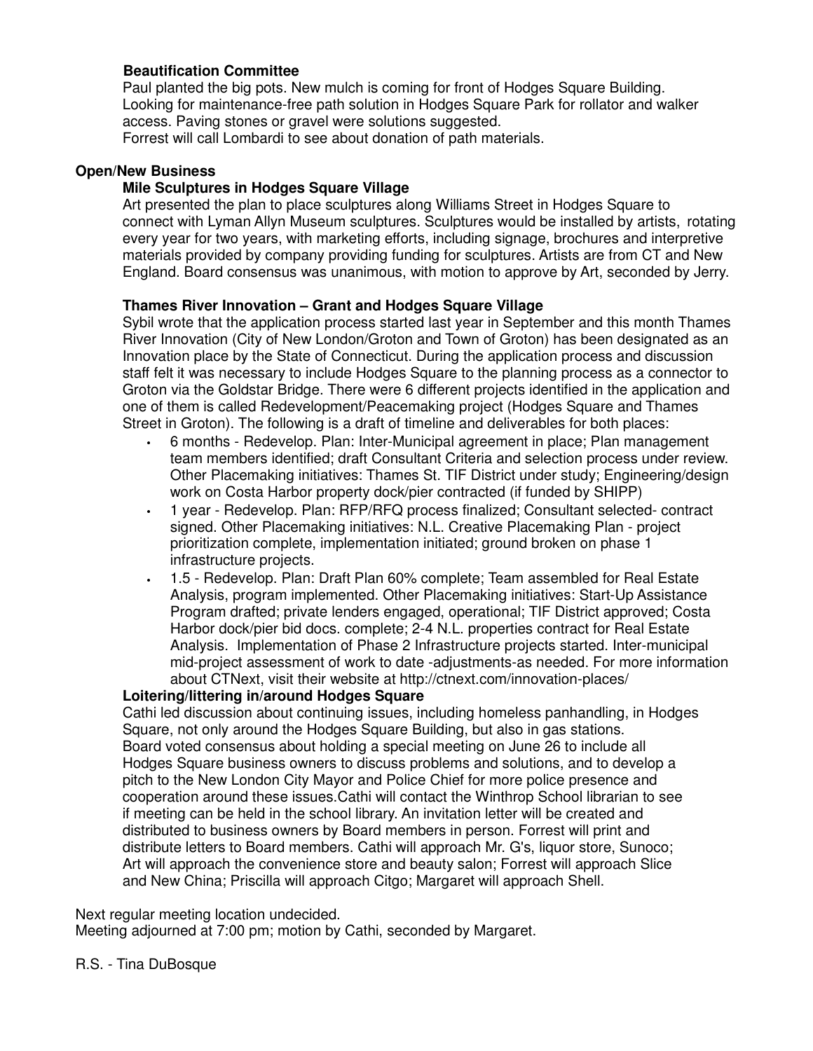### Beautification Committee

Paul planted the big pots. New mulch is coming for front of Hodges Square Building. Looking for maintenance-free path solution in Hodges Square Park for rollator and walker access. Paving stones or gravel were solutions suggested.
Forrest will call Lombardi to see about donation of path materials.

## Open/New Business

### Mile Sculptures in Hodges Square Village

Art presented the plan to place sculptures along Williams Street in Hodges Square to connect with Lyman Allyn Museum sculptures. Sculptures would be installed by artists, rotating every year for two years, with marketing efforts, including signage, brochures and interpretive materials provided by company providing funding for sculptures. Artists are from CT and New England. Board consensus was unanimous, with motion to approve by Art, seconded by Jerry.

### Thames River Innovation – Grant and Hodges Square Village

Sybil wrote that the application process started last year in September and this month Thames River Innovation (City of New London/Groton and Town of Groton) has been designated as an Innovation place by the State of Connecticut. During the application process and discussion staff felt it was necessary to include Hodges Square to the planning process as a connector to Groton via the Goldstar Bridge. There were 6 different projects identified in the application and one of them is called Redevelopment/Peacemaking project (Hodges Square and Thames Street in Groton). The following is a draft of timeline and deliverables for both places:

- 6 months - Redevelop. Plan: Inter-Municipal agreement in place; Plan management team members identified; draft Consultant Criteria and selection process under review. Other Placemaking initiatives: Thames St. TIF District under study; Engineering/design work on Costa Harbor property dock/pier contracted (if funded by SHIPP)
- 1 year - Redevelop. Plan: RFP/RFQ process finalized; Consultant selected- contract signed. Other Placemaking initiatives: N.L. Creative Placemaking Plan - project prioritization complete, implementation initiated; ground broken on phase 1 infrastructure projects.
- 1.5 - Redevelop. Plan: Draft Plan 60% complete; Team assembled for Real Estate Analysis, program implemented. Other Placemaking initiatives: Start-Up Assistance Program drafted; private lenders engaged, operational; TIF District approved; Costa Harbor dock/pier bid docs. complete; 2-4 N.L. properties contract for Real Estate Analysis. Implementation of Phase 2 Infrastructure projects started. Inter-municipal mid-project assessment of work to date -adjustments-as needed. For more information about CTNext, visit their website at http://ctnext.com/innovation-places/

### Loitering/littering in/around Hodges Square

Cathi led discussion about continuing issues, including homeless panhandling, in Hodges Square, not only around the Hodges Square Building, but also in gas stations. Board voted consensus about holding a special meeting on June 26 to include all Hodges Square business owners to discuss problems and solutions, and to develop a pitch to the New London City Mayor and Police Chief for more police presence and cooperation around these issues.Cathi will contact the Winthrop School librarian to see if meeting can be held in the school library. An invitation letter will be created and distributed to business owners by Board members in person. Forrest will print and distribute letters to Board members. Cathi will approach Mr. G's, liquor store, Sunoco; Art will approach the convenience store and beauty salon; Forrest will approach Slice and New China; Priscilla will approach Citgo; Margaret will approach Shell.

Next regular meeting location undecided.
Meeting adjourned at 7:00 pm; motion by Cathi, seconded by Margaret.

R.S. - Tina DuBosque